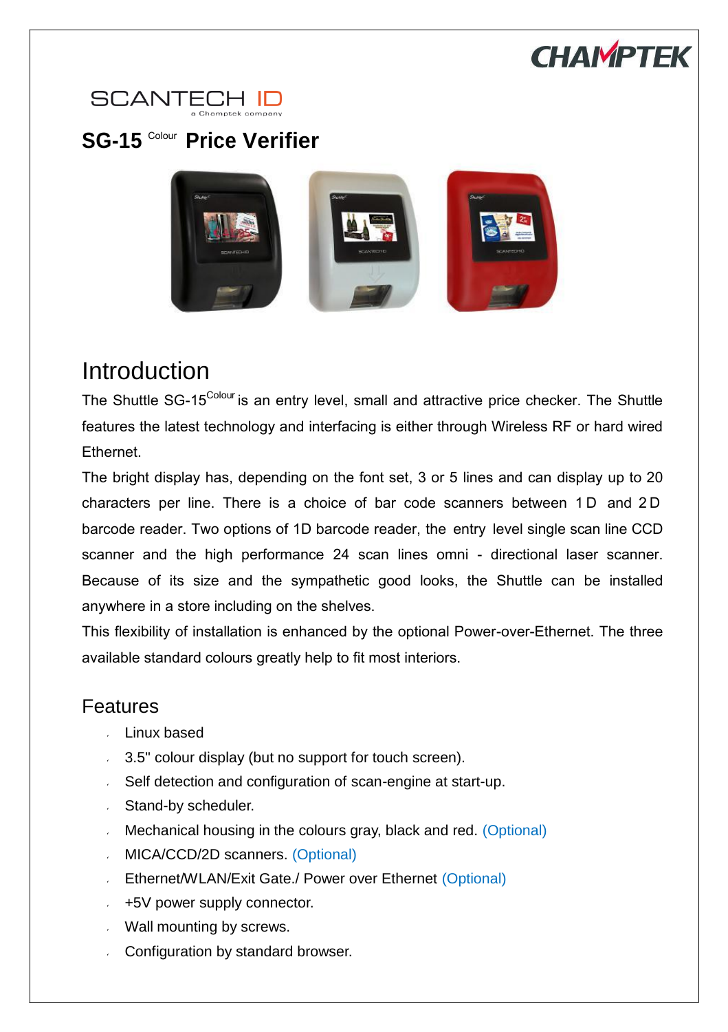CHAMPTEK

SCANTECH ID
a Champtek company

# SG-15 Colour Price Verifier

## Introduction

The Shuttle SG-15 Colour is an entry level, small and attractive price checker. The Shuttle features the latest technology and interfacing is either through Wireless RF or hard wired Ethernet.

The bright display has, depending on the font set, 3 or 5 lines and can display up to 20 characters per line. There is a choice of bar code scanners between 1D and 2D barcode reader. Two options of 1D barcode reader, the entry level single scan line CCD scanner and the high performance 24 scan lines omni - directional laser scanner. Because of its size and the sympathetic good looks, the Shuttle can be installed anywhere in a store including on the shelves.

This flexibility of installation is enhanced by the optional Power-over-Ethernet. The three available standard colours greatly help to fit most interiors.

## Features

- Linux based
- 3.5" colour display (but no support for touch screen).
- Self detection and configuration of scan-engine at start-up.
- Stand-by scheduler.
- Mechanical housing in the colours gray, black and red. (Optional)
- MICA/CCD/2D scanners. (Optional)
- Ethernet/WLAN/Exit Gate./ Power over Ethernet (Optional)
- +5V power supply connector.
- Wall mounting by screws.
- Configuration by standard browser.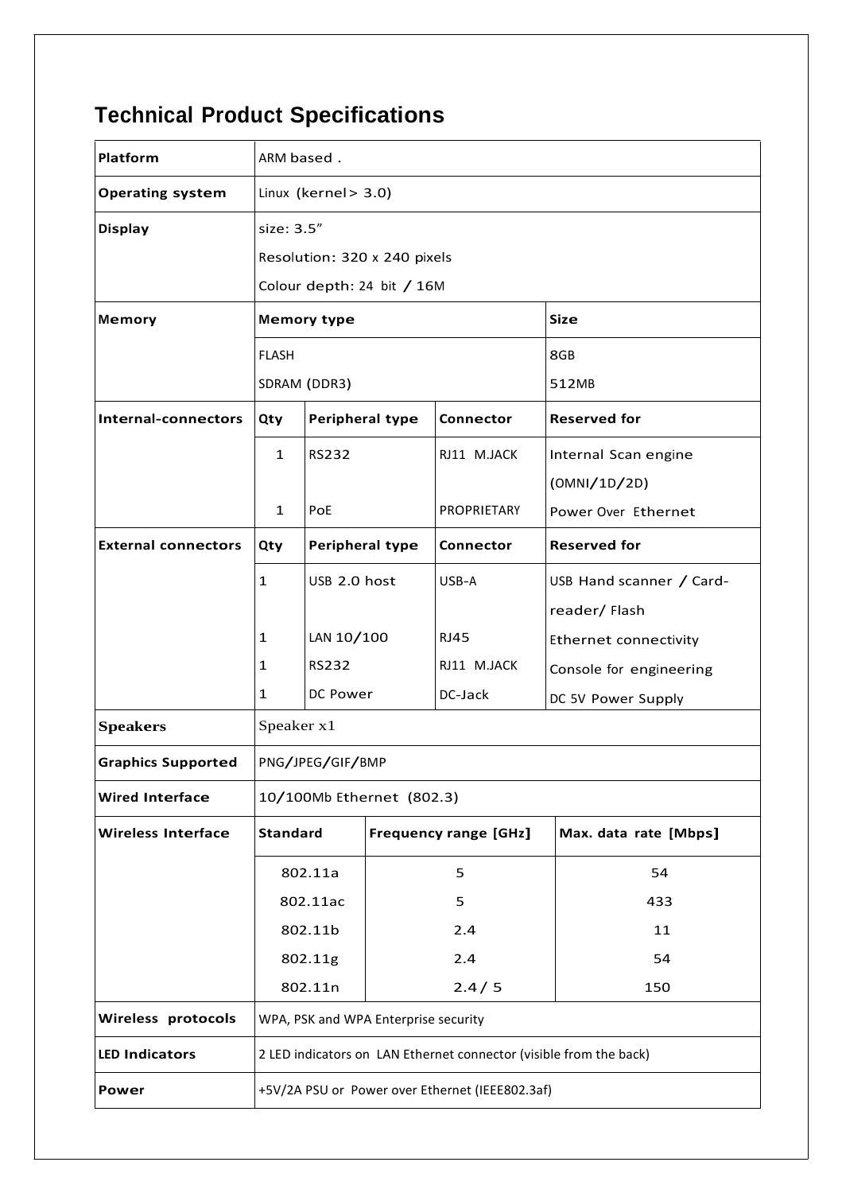## Technical Product Specifications

| Platform | ARM based . | | | |
|---|---|---|---|---|
| Operating system | Linux (kernel > 3.0) | | | |
| Display | size: 3.5"<br>Resolution: 320 x 240 pixels<br>Colour depth: 24 bit / 16M | | | |
| Memory | Memory type | | | Size |
| | FLASH<br>SDRAM (DDR3) | | | 8GB<br>512MB |
| Internal-connectors | Qty | Peripheral type | Connector | Reserved for |
| | 1<br><br>1 | RS232<br><br>PoE | RJ11 M.JACK<br><br>PROPRIETARY | Internal Scan engine (OMNI/1D/2D)<br>Power Over Ethernet |
| External connectors | Qty | Peripheral type | Connector | Reserved for |
| | 1<br><br>1<br>1<br>1 | USB 2.0 host<br><br>LAN 10/100<br>RS232<br>DC Power | USB-A<br><br>RJ45<br>RJ11 M.JACK<br>DC-Jack | USB Hand scanner / Card-reader/ Flash<br>Ethernet connectivity<br>Console for engineering<br>DC 5V Power Supply |
| Speakers | Speaker x1 | | | |
| Graphics Supported | PNG/JPEG/GIF/BMP | | | |
| Wired Interface | 10/100Mb Ethernet (802.3) | | | |
| Wireless Interface | Standard | Frequency range [GHz] | | Max. data rate [Mbps] |
| | 802.11a<br>802.11ac<br>802.11b<br>802.11g<br>802.11n | 5<br>5<br>2.4<br>2.4<br>2.4 / 5 | | 54<br>433<br>11<br>54<br>150 |
| Wireless protocols | WPA, PSK and WPA Enterprise security | | | |
| LED Indicators | 2 LED indicators on LAN Ethernet connector (visible from the back) | | | |
| Power | +5V/2A PSU or Power over Ethernet (IEEE802.3af) | | | |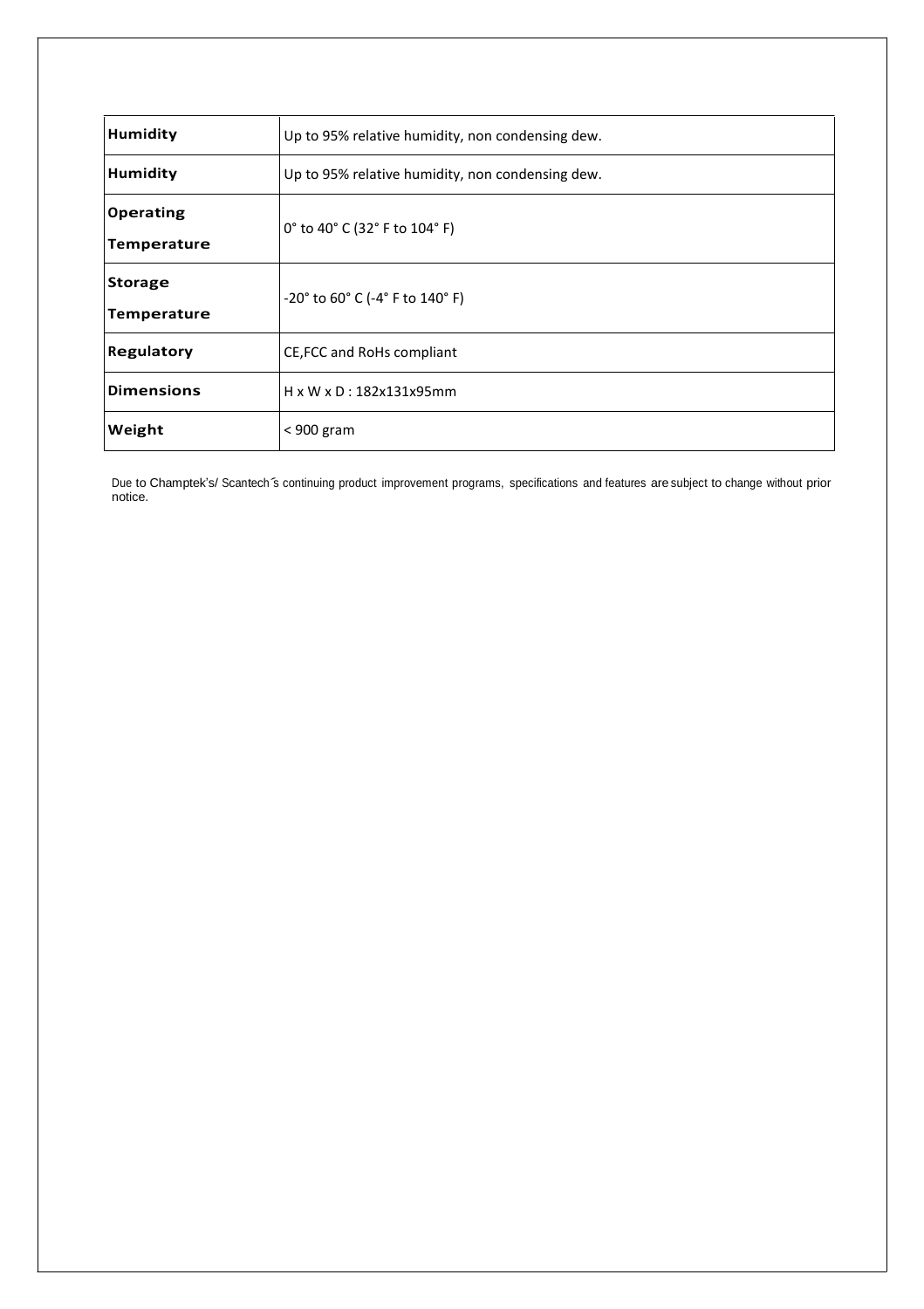| | |
|---|---|
| **Humidity** | Up to 95% relative humidity, non condensing dew. |
| **Humidity** | Up to 95% relative humidity, non condensing dew. |
| **Operating Temperature** | 0° to 40° C (32° F to 104° F) |
| **Storage Temperature** | -20° to 60° C (-4° F to 140° F) |
| **Regulatory** | CE,FCC and RoHs compliant |
| **Dimensions** | H x W x D : 182x131x95mm |
| **Weight** | < 900 gram |

Due to Champtek's/ Scantech´s continuing product improvement programs, specifications and features are subject to change without prior notice.